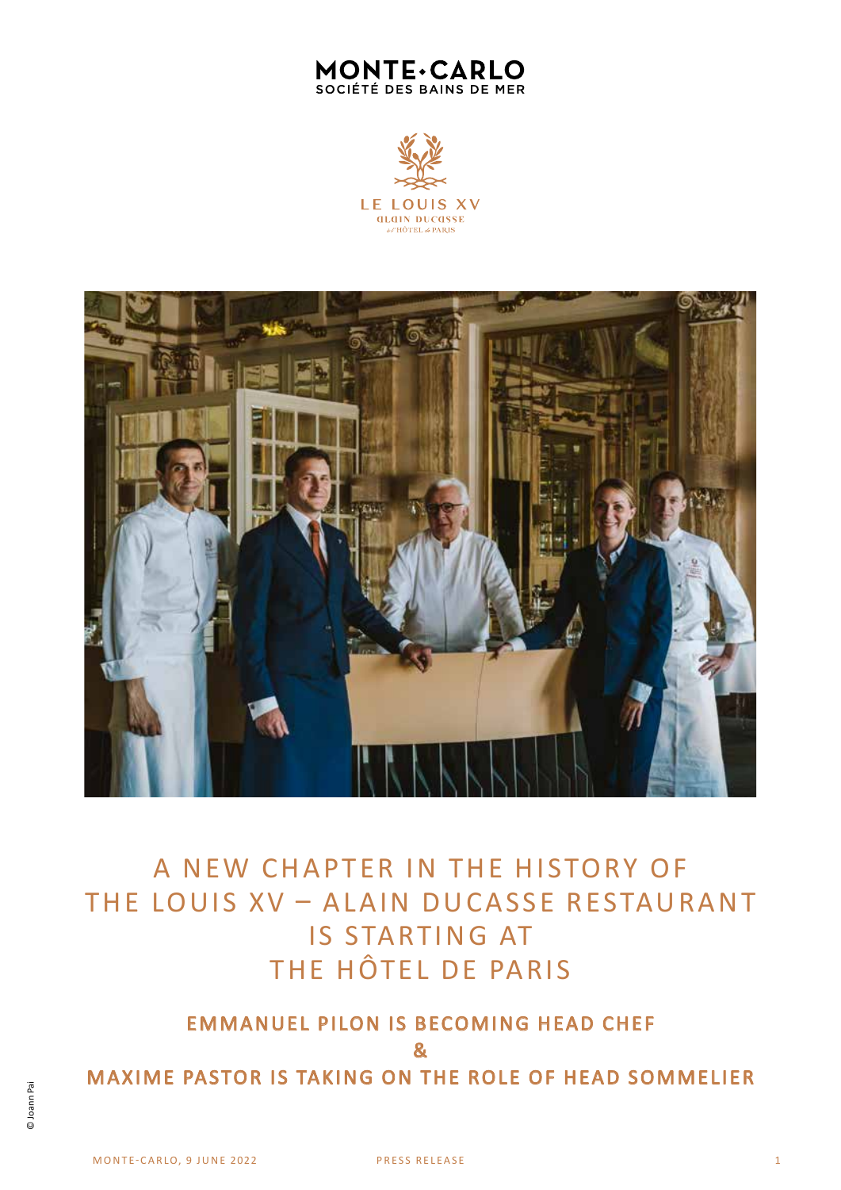MONTE-CARLO
SOCIÉTÉ DES BAINS DE MER

LE LOUIS XV
ALAIN DUCASSE
à l'HÔTEL de PARIS

# A NEW CHAPTER IN THE HISTORY OF THE LOUIS XV – ALAIN DUCASSE RESTAURANT IS STARTING AT THE HÔTEL DE PARIS

## EMMANUEL PILON IS BECOMING HEAD CHEF & MAXIME PASTOR IS TAKING ON THE ROLE OF HEAD SOMMELIER

© Joann Pai

MONTE-CARLO, 9 JUNE 2022

PRESS RELEASE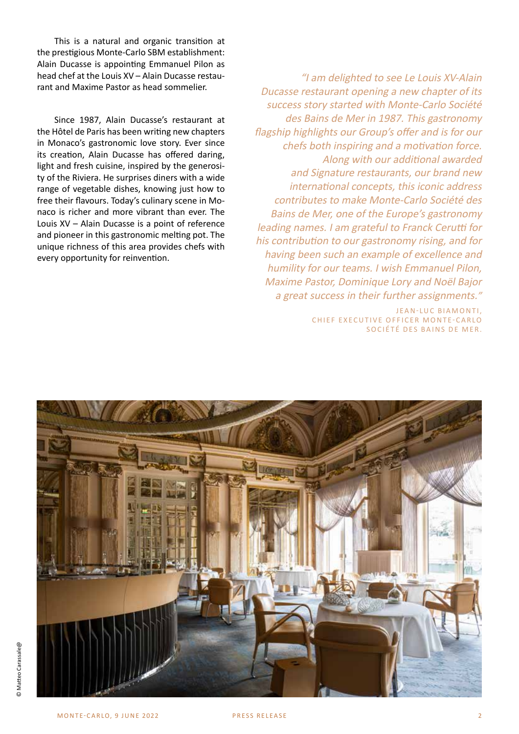This is a natural and organic transition at the prestigious Monte-Carlo SBM establishment: Alain Ducasse is appointing Emmanuel Pilon as head chef at the Louis XV – Alain Ducasse restaurant and Maxime Pastor as head sommelier.

Since 1987, Alain Ducasse's restaurant at the Hôtel de Paris has been writing new chapters in Monaco's gastronomic love story. Ever since its creation, Alain Ducasse has offered daring, light and fresh cuisine, inspired by the generosity of the Riviera. He surprises diners with a wide range of vegetable dishes, knowing just how to free their flavours. Today's culinary scene in Monaco is richer and more vibrant than ever. The Louis XV – Alain Ducasse is a point of reference and pioneer in this gastronomic melting pot. The unique richness of this area provides chefs with every opportunity for reinvention.

*"I am delighted to see Le Louis XV-Alain Ducasse restaurant opening a new chapter of its success story started with Monte-Carlo Société des Bains de Mer in 1987. This gastronomy flagship highlights our Group's offer and is for our chefs both inspiring and a motivation force. Along with our additional awarded and Signature restaurants, our brand new international concepts, this iconic address contributes to make Monte-Carlo Société des Bains de Mer, one of the Europe's gastronomy leading names. I am grateful to Franck Cerutti for his contribution to our gastronomy rising, and for having been such an example of excellence and humility for our teams. I wish Emmanuel Pilon, Maxime Pastor, Dominique Lory and Noël Bajor a great success in their further assignments."*

JEAN-LUC BIAMONTI,
CHIEF EXECUTIVE OFFICER MONTE-CARLO SOCIÉTÉ DES BAINS DE MER.

© Matteo Carassale@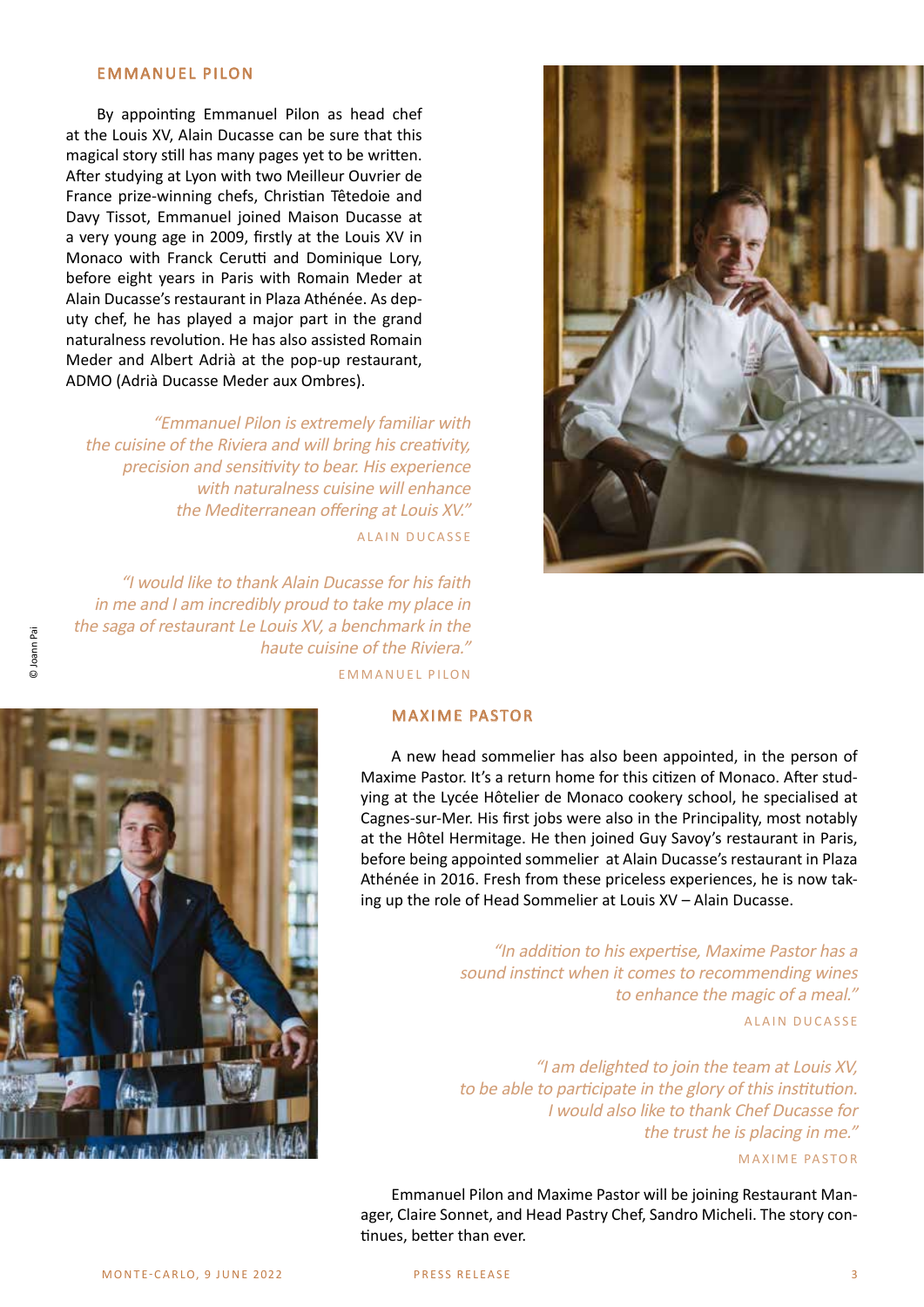## EMMANUEL PILON

By appointing Emmanuel Pilon as head chef at the Louis XV, Alain Ducasse can be sure that this magical story still has many pages yet to be written. After studying at Lyon with two Meilleur Ouvrier de France prize-winning chefs, Christian Têtedoie and Davy Tissot, Emmanuel joined Maison Ducasse at a very young age in 2009, firstly at the Louis XV in Monaco with Franck Cerutti and Dominique Lory, before eight years in Paris with Romain Meder at Alain Ducasse's restaurant in Plaza Athénée. As deputy chef, he has played a major part in the grand naturalness revolution. He has also assisted Romain Meder and Albert Adrià at the pop-up restaurant, ADMO (Adrià Ducasse Meder aux Ombres).

*"Emmanuel Pilon is extremely familiar with the cuisine of the Riviera and will bring his creativity, precision and sensitivity to bear. His experience with naturalness cuisine will enhance the Mediterranean offering at Louis XV."*

ALAIN DUCASSE

*"I would like to thank Alain Ducasse for his faith in me and I am incredibly proud to take my place in the saga of restaurant Le Louis XV, a benchmark in the haute cuisine of the Riviera."*

EMMANUEL PILON

© Joann Pai

## MAXIME PASTOR

A new head sommelier has also been appointed, in the person of Maxime Pastor. It's a return home for this citizen of Monaco. After studying at the Lycée Hôtelier de Monaco cookery school, he specialised at Cagnes-sur-Mer. His first jobs were also in the Principality, most notably at the Hôtel Hermitage. He then joined Guy Savoy's restaurant in Paris, before being appointed sommelier at Alain Ducasse's restaurant in Plaza Athénée in 2016. Fresh from these priceless experiences, he is now taking up the role of Head Sommelier at Louis XV – Alain Ducasse.

*"In addition to his expertise, Maxime Pastor has a sound instinct when it comes to recommending wines to enhance the magic of a meal."*

ALAIN DUCASSE

*"I am delighted to join the team at Louis XV, to be able to participate in the glory of this institution. I would also like to thank Chef Ducasse for the trust he is placing in me."*

MAXIME PASTOR

Emmanuel Pilon and Maxime Pastor will be joining Restaurant Manager, Claire Sonnet, and Head Pastry Chef, Sandro Micheli. The story continues, better than ever.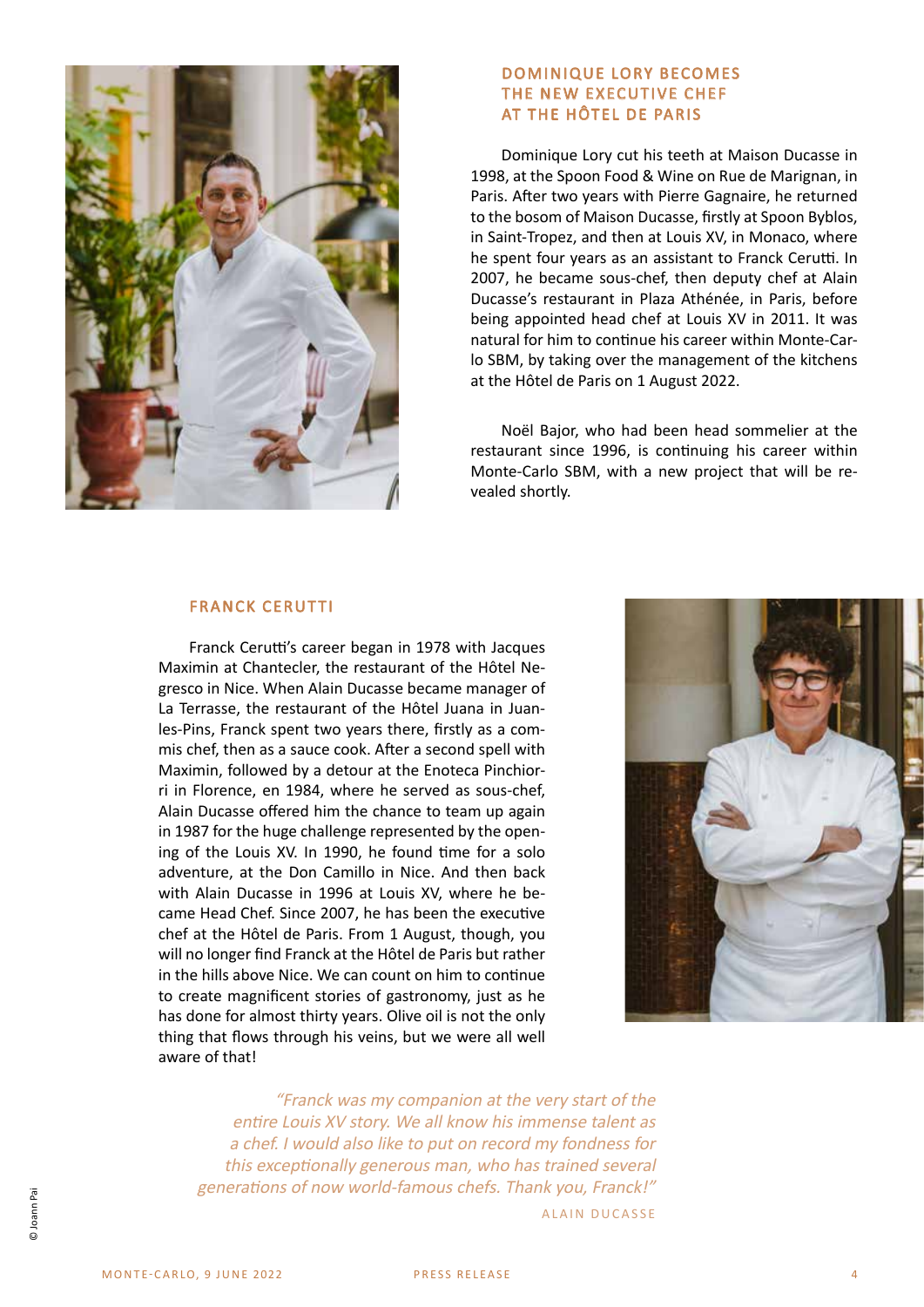## DOMINIQUE LORY BECOMES THE NEW EXECUTIVE CHEF AT THE HÔTEL DE PARIS

Dominique Lory cut his teeth at Maison Ducasse in 1998, at the Spoon Food & Wine on Rue de Marignan, in Paris. After two years with Pierre Gagnaire, he returned to the bosom of Maison Ducasse, firstly at Spoon Byblos, in Saint-Tropez, and then at Louis XV, in Monaco, where he spent four years as an assistant to Franck Cerutti. In 2007, he became sous-chef, then deputy chef at Alain Ducasse's restaurant in Plaza Athénée, in Paris, before being appointed head chef at Louis XV in 2011. It was natural for him to continue his career within Monte-Carlo SBM, by taking over the management of the kitchens at the Hôtel de Paris on 1 August 2022.

Noël Bajor, who had been head sommelier at the restaurant since 1996, is continuing his career within Monte-Carlo SBM, with a new project that will be revealed shortly.

## FRANCK CERUTTI

Franck Cerutti's career began in 1978 with Jacques Maximin at Chantecler, the restaurant of the Hôtel Negresco in Nice. When Alain Ducasse became manager of La Terrasse, the restaurant of the Hôtel Juana in Juan-les-Pins, Franck spent two years there, firstly as a commis chef, then as a sauce cook. After a second spell with Maximin, followed by a detour at the Enoteca Pinchiorri in Florence, en 1984, where he served as sous-chef, Alain Ducasse offered him the chance to team up again in 1987 for the huge challenge represented by the opening of the Louis XV. In 1990, he found time for a solo adventure, at the Don Camillo in Nice. And then back with Alain Ducasse in 1996 at Louis XV, where he became Head Chef. Since 2007, he has been the executive chef at the Hôtel de Paris. From 1 August, though, you will no longer find Franck at the Hôtel de Paris but rather in the hills above Nice. We can count on him to continue to create magnificent stories of gastronomy, just as he has done for almost thirty years. Olive oil is not the only thing that flows through his veins, but we were all well aware of that!

*"Franck was my companion at the very start of the entire Louis XV story. We all know his immense talent as a chef. I would also like to put on record my fondness for this exceptionally generous man, who has trained several generations of now world-famous chefs. Thank you, Franck!"*

ALAIN DUCASSE

© Joann Pai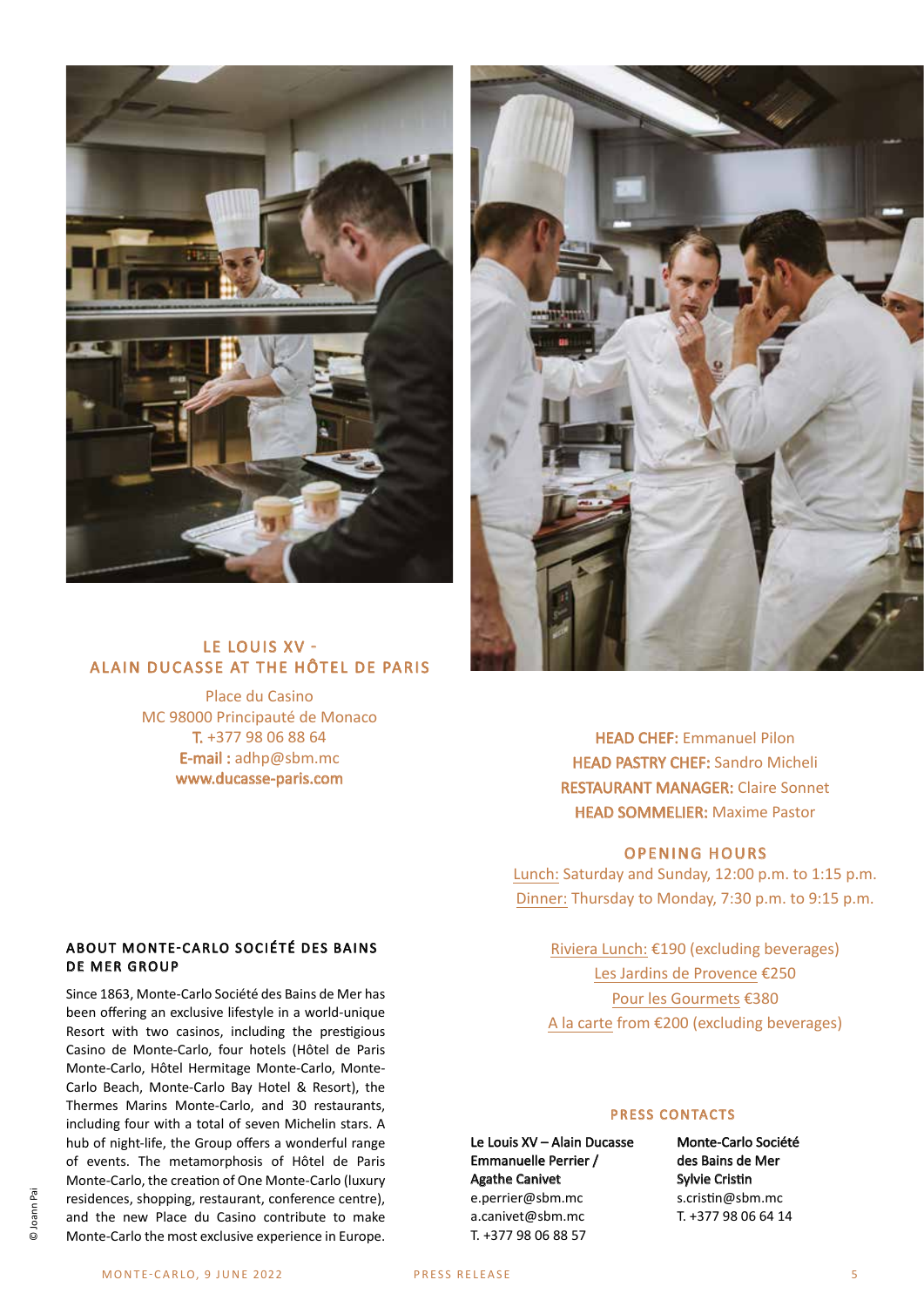## LE LOUIS XV - ALAIN DUCASSE AT THE HÔTEL DE PARIS

Place du Casino
MC 98000 Principauté de Monaco
**T.** +377 98 06 88 64
**E-mail :** adhp@sbm.mc
**www.ducasse-paris.com**

**HEAD CHEF:** Emmanuel Pilon
**HEAD PASTRY CHEF:** Sandro Micheli
**RESTAURANT MANAGER:** Claire Sonnet
**HEAD SOMMELIER:** Maxime Pastor

### OPENING HOURS

Lunch: Saturday and Sunday, 12:00 p.m. to 1:15 p.m.
Dinner: Thursday to Monday, 7:30 p.m. to 9:15 p.m.

Riviera Lunch: €190 (excluding beverages)
Les Jardins de Provence €250
Pour les Gourmets €380
A la carte from €200 (excluding beverages)

### ABOUT MONTE-CARLO SOCIÉTÉ DES BAINS DE MER GROUP

Since 1863, Monte-Carlo Société des Bains de Mer has been offering an exclusive lifestyle in a world-unique Resort with two casinos, including the prestigious Casino de Monte-Carlo, four hotels (Hôtel de Paris Monte-Carlo, Hôtel Hermitage Monte-Carlo, Monte-Carlo Beach, Monte-Carlo Bay Hotel & Resort), the Thermes Marins Monte-Carlo, and 30 restaurants, including four with a total of seven Michelin stars. A hub of night-life, the Group offers a wonderful range of events. The metamorphosis of Hôtel de Paris Monte-Carlo, the creation of One Monte-Carlo (luxury residences, shopping, restaurant, conference centre), and the new Place du Casino contribute to make Monte-Carlo the most exclusive experience in Europe.

### PRESS CONTACTS

**Le Louis XV – Alain Ducasse**
**Emmanuelle Perrier / Agathe Canivet**
e.perrier@sbm.mc
a.canivet@sbm.mc
T. +377 98 06 88 57

**Monte-Carlo Société des Bains de Mer**
**Sylvie Cristin**
s.cristin@sbm.mc
T. +377 98 06 64 14

© Joann Pai

MONTE-CARLO, 9 JUNE 2022 PRESS RELEASE